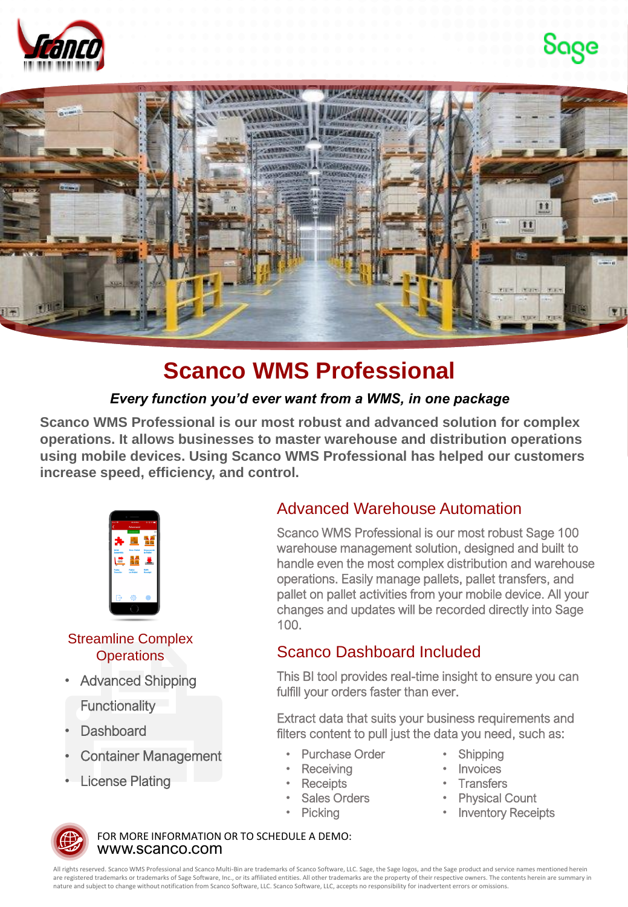# Scanco WMS Professional

***Every function you'd ever want from a WMS, in one package***

**Scanco WMS Professional is our most robust and advanced solution for complex operations. It allows businesses to master warehouse and distribution operations using mobile devices. Using Scanco WMS Professional has helped our customers increase speed, efficiency, and control.**

## Streamline Complex Operations

- Advanced Shipping Functionality
- Dashboard
- Container Management
- License Plating

## Advanced Warehouse Automation

Scanco WMS Professional is our most robust Sage 100 warehouse management solution, designed and built to handle even the most complex distribution and warehouse operations. Easily manage pallets, pallet transfers, and pallet on pallet activities from your mobile device. All your changes and updates will be recorded directly into Sage 100.

## Scanco Dashboard Included

This BI tool provides real-time insight to ensure you can fulfill your orders faster than ever.

Extract data that suits your business requirements and filters content to pull just the data you need, such as:

- Purchase Order
- Receiving
- Receipts
- Sales Orders
- Picking
- Shipping
- Invoices
- Transfers
- Physical Count
- Inventory Receipts

FOR MORE INFORMATION OR TO SCHEDULE A DEMO:
www.scanco.com

All rights reserved. Scanco WMS Professional and Scanco Multi-Bin are trademarks of Scanco Software, LLC. Sage, the Sage logos, and the Sage product and service names mentioned herein are registered trademarks or trademarks of Sage Software, Inc., or its affiliated entities. All other trademarks are the property of their respective owners. The contents herein are summary in nature and subject to change without notification from Scanco Software, LLC. Scanco Software, LLC, accepts no responsibility for inadvertent errors or omissions.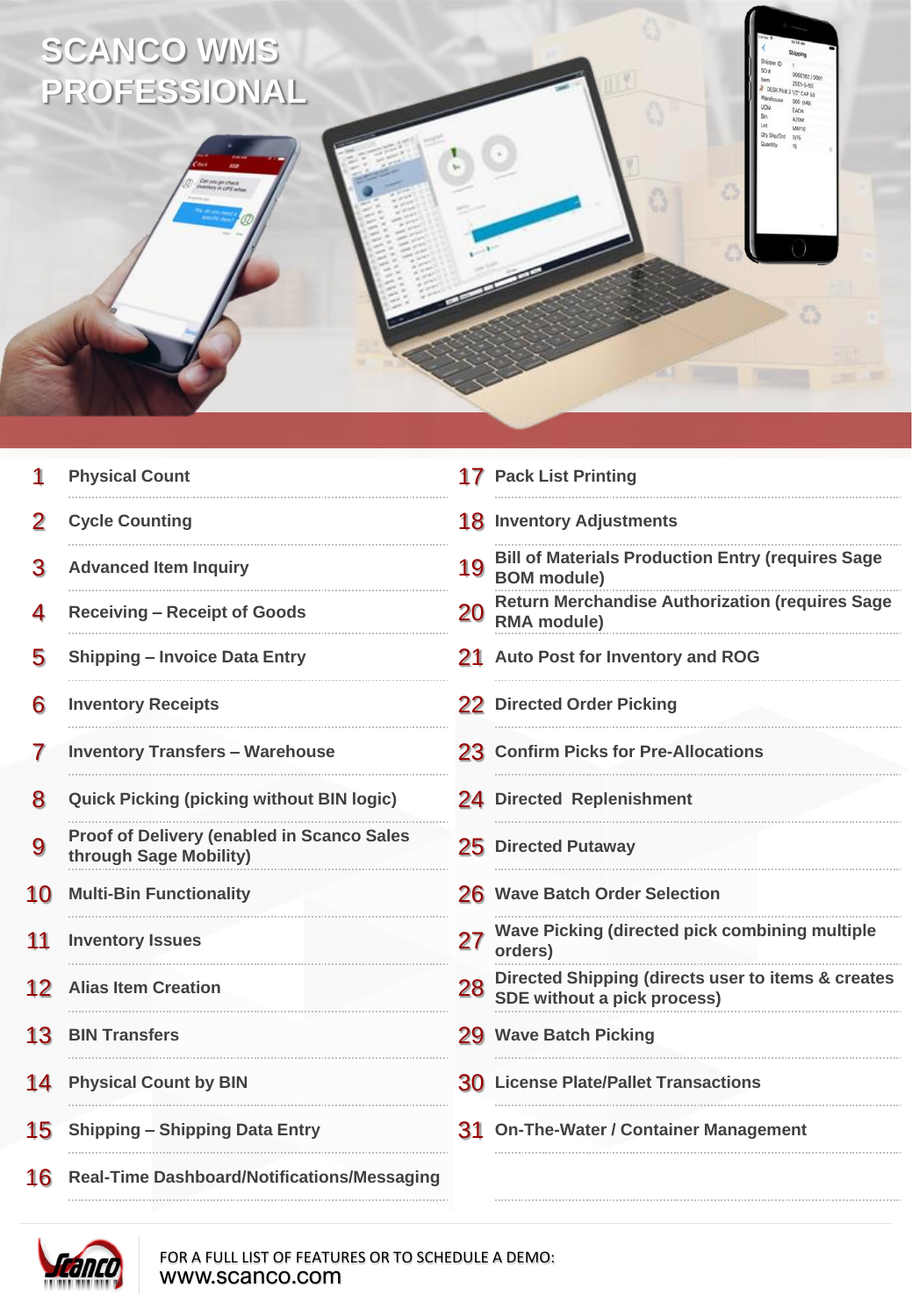# SCANCO WMS PROFESSIONAL

1. Physical Count
2. Cycle Counting
3. Advanced Item Inquiry
4. Receiving – Receipt of Goods
5. Shipping – Invoice Data Entry
6. Inventory Receipts
7. Inventory Transfers – Warehouse
8. Quick Picking (picking without BIN logic)
9. Proof of Delivery (enabled in Scanco Sales through Sage Mobility)
10. Multi-Bin Functionality
11. Inventory Issues
12. Alias Item Creation
13. BIN Transfers
14. Physical Count by BIN
15. Shipping – Shipping Data Entry
16. Real-Time Dashboard/Notifications/Messaging
17. Pack List Printing
18. Inventory Adjustments
19. Bill of Materials Production Entry (requires Sage BOM module)
20. Return Merchandise Authorization (requires Sage RMA module)
21. Auto Post for Inventory and ROG
22. Directed Order Picking
23. Confirm Picks for Pre-Allocations
24. Directed Replenishment
25. Directed Putaway
26. Wave Batch Order Selection
27. Wave Picking (directed pick combining multiple orders)
28. Directed Shipping (directs user to items & creates SDE without a pick process)
29. Wave Batch Picking
30. License Plate/Pallet Transactions
31. On-The-Water / Container Management

FOR A FULL LIST OF FEATURES OR TO SCHEDULE A DEMO:
www.scanco.com